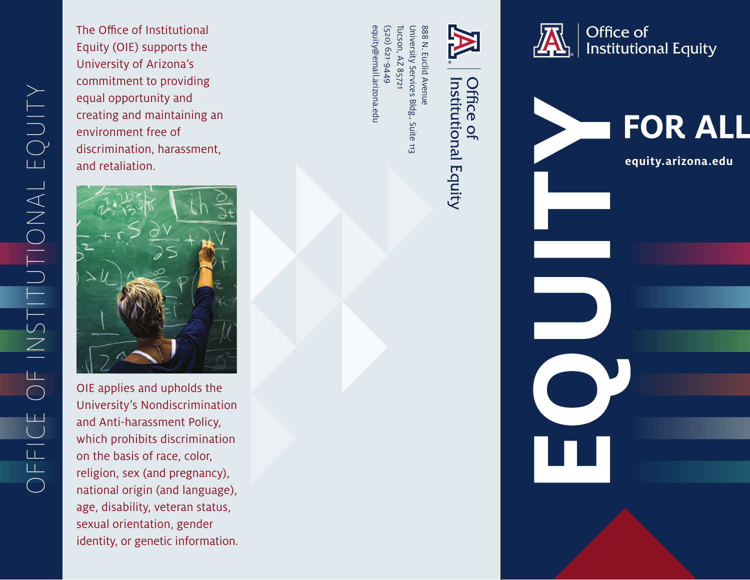OFFICE OF INSTITUTIONAL EQUITY

The Office of Institutional Equity (OIE) supports the University of Arizona's commitment to providing equal opportunity and creating and maintaining an environment free of discrimination, harassment, and retaliation.

OIE applies and upholds the University's Nondiscrimination and Anti-harassment Policy, which prohibits discrimination on the basis of race, color, religion, sex (and pregnancy), national origin (and language), age, disability, veteran status, sexual orientation, gender identity, or genetic information.

Office of Institutional Equity

888 N. Euclid Avenue
University Services Bldg., Suite 113
Tucson, AZ 85721
(520) 621-9449
equity@email.arizona.edu

Office of Institutional Equity

# EQUITY FOR ALL

**equity.arizona.edu**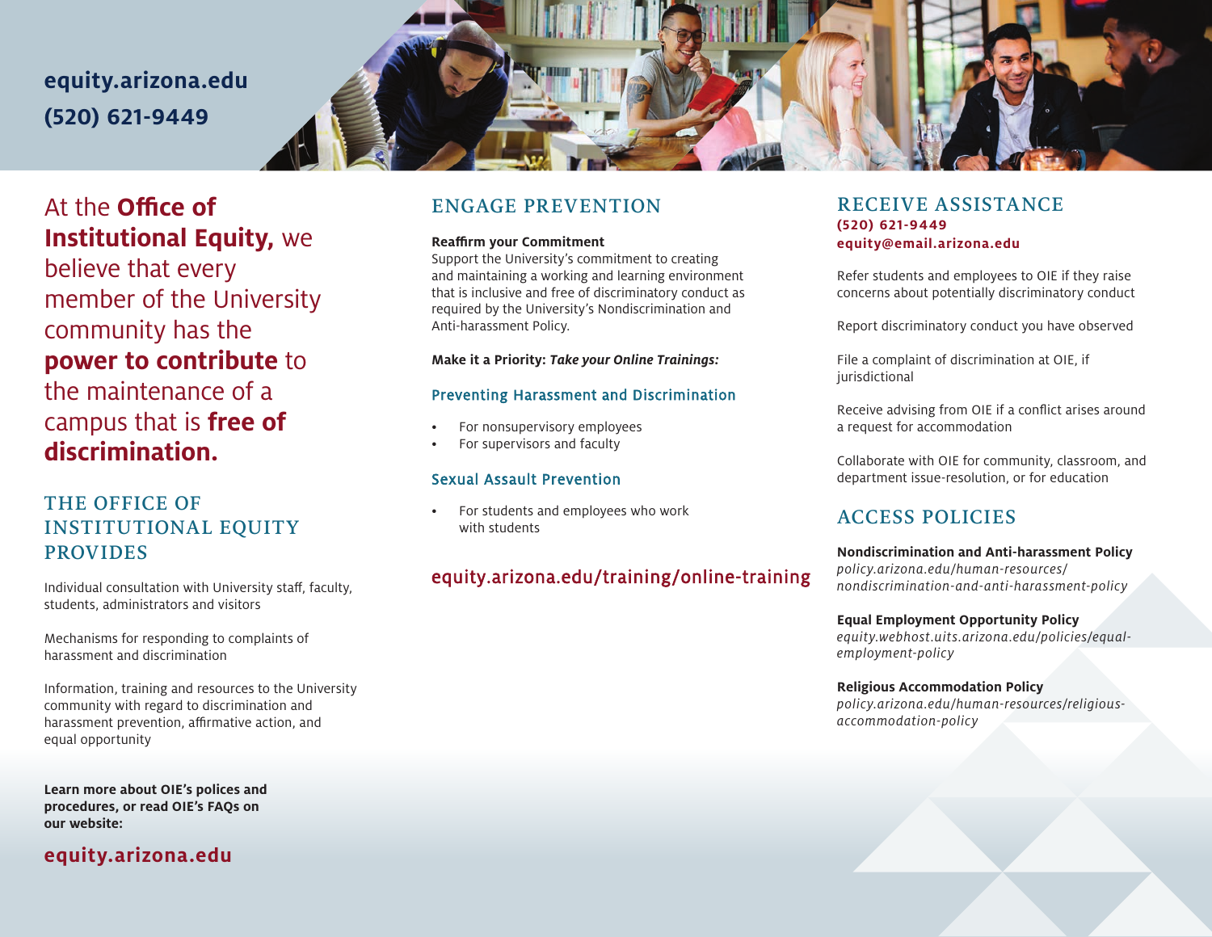equity.arizona.edu
(520) 621-9449

At the **Office of Institutional Equity,** we believe that every member of the University community has the **power to contribute** to the maintenance of a campus that is **free of discrimination.**

## THE OFFICE OF INSTITUTIONAL EQUITY PROVIDES

Individual consultation with University staff, faculty, students, administrators and visitors

Mechanisms for responding to complaints of harassment and discrimination

Information, training and resources to the University community with regard to discrimination and harassment prevention, affirmative action, and equal opportunity

**Learn more about OIE's polices and procedures, or read OIE's FAQs on our website:**

**equity.arizona.edu**

## ENGAGE PREVENTION

**Reaffirm your Commitment**
Support the University's commitment to creating and maintaining a working and learning environment that is inclusive and free of discriminatory conduct as required by the University's Nondiscrimination and Anti-harassment Policy.

**Make it a Priority: *Take your Online Trainings:***

### Preventing Harassment and Discrimination

- For nonsupervisory employees
- For supervisors and faculty

### Sexual Assault Prevention

- For students and employees who work with students

equity.arizona.edu/training/online-training

## RECEIVE ASSISTANCE

**(520) 621-9449**
**equity@email.arizona.edu**

Refer students and employees to OIE if they raise concerns about potentially discriminatory conduct

Report discriminatory conduct you have observed

File a complaint of discrimination at OIE, if jurisdictional

Receive advising from OIE if a conflict arises around a request for accommodation

Collaborate with OIE for community, classroom, and department issue-resolution, or for education

## ACCESS POLICIES

**Nondiscrimination and Anti-harassment Policy**
*policy.arizona.edu/human-resources/nondiscrimination-and-anti-harassment-policy*

**Equal Employment Opportunity Policy**
*equity.webhost.uits.arizona.edu/policies/equal-employment-policy*

**Religious Accommodation Policy**
*policy.arizona.edu/human-resources/religious-accommodation-policy*